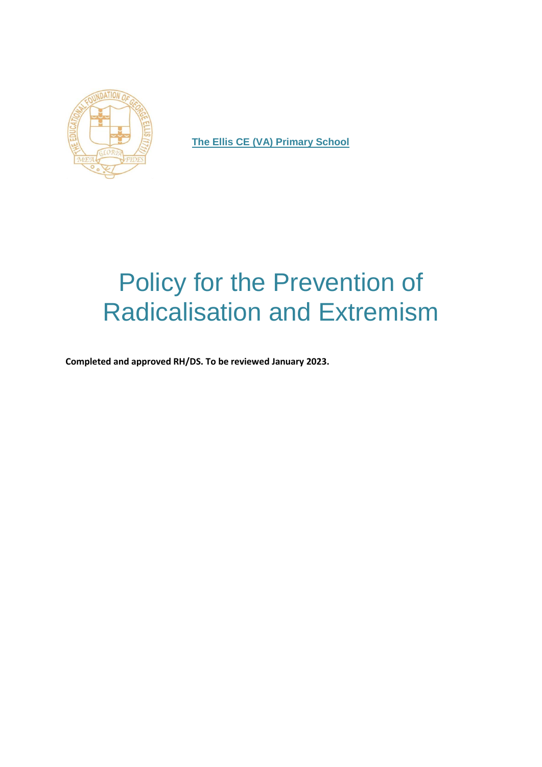**The Ellis CE (VA) Primary School**

# Policy for the Prevention of Radicalisation and Extremism

**Completed and approved RH/DS. To be reviewed January 2023.**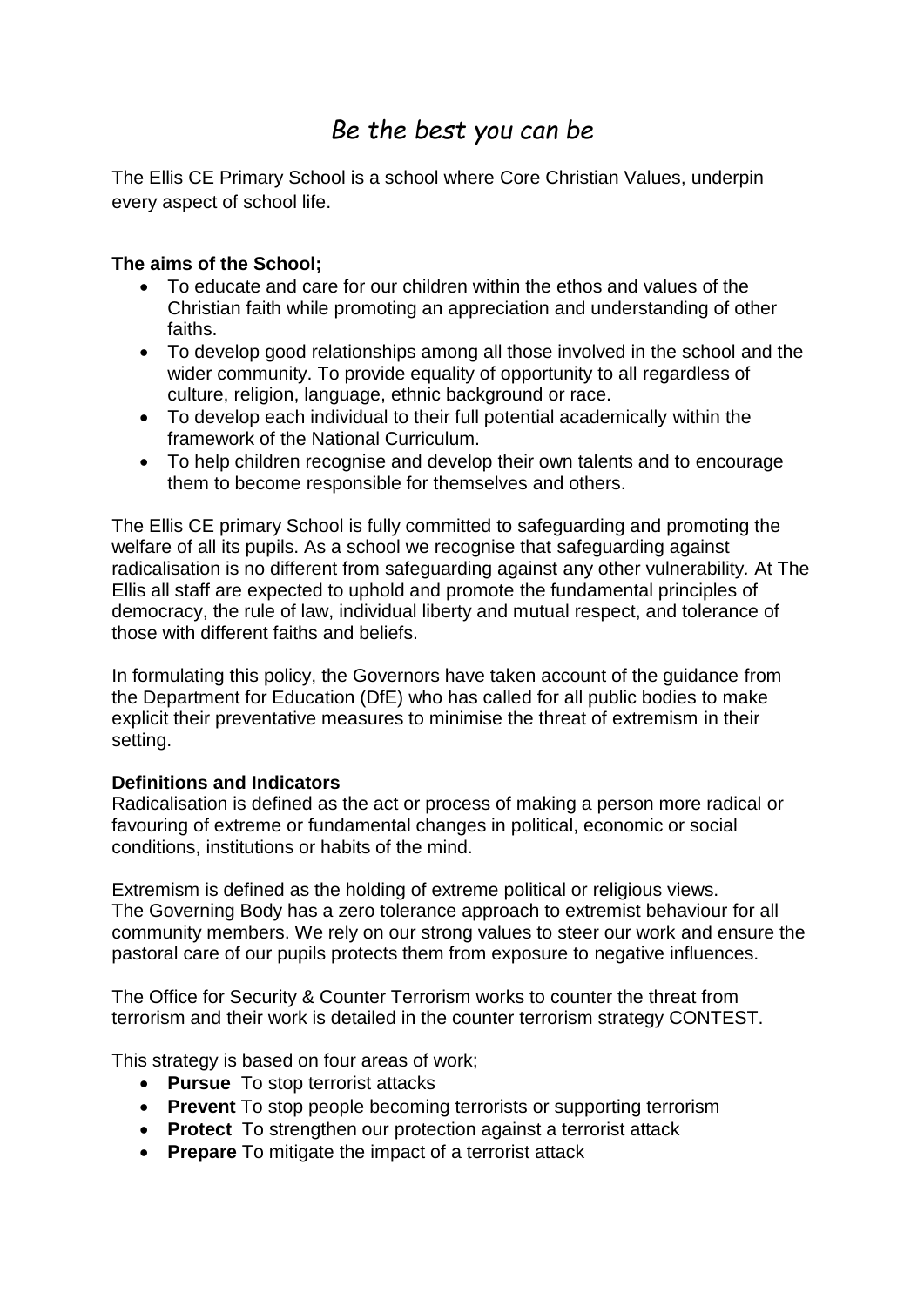# *Be the best you can be*

The Ellis CE Primary School is a school where Core Christian Values, underpin every aspect of school life.

**The aims of the School;**

- To educate and care for our children within the ethos and values of the Christian faith while promoting an appreciation and understanding of other faiths.
- To develop good relationships among all those involved in the school and the wider community. To provide equality of opportunity to all regardless of culture, religion, language, ethnic background or race.
- To develop each individual to their full potential academically within the framework of the National Curriculum.
- To help children recognise and develop their own talents and to encourage them to become responsible for themselves and others.

The Ellis CE primary School is fully committed to safeguarding and promoting the welfare of all its pupils. As a school we recognise that safeguarding against radicalisation is no different from safeguarding against any other vulnerability*.* At The Ellis all staff are expected to uphold and promote the fundamental principles of democracy, the rule of law, individual liberty and mutual respect, and tolerance of those with different faiths and beliefs.

In formulating this policy, the Governors have taken account of the guidance from the Department for Education (DfE) who has called for all public bodies to make explicit their preventative measures to minimise the threat of extremism in their setting.

**Definitions and Indicators**

Radicalisation is defined as the act or process of making a person more radical or favouring of extreme or fundamental changes in political, economic or social conditions, institutions or habits of the mind.

Extremism is defined as the holding of extreme political or religious views.
The Governing Body has a zero tolerance approach to extremist behaviour for all community members. We rely on our strong values to steer our work and ensure the pastoral care of our pupils protects them from exposure to negative influences.

The Office for Security & Counter Terrorism works to counter the threat from terrorism and their work is detailed in the counter terrorism strategy CONTEST.

This strategy is based on four areas of work;

- **Pursue** To stop terrorist attacks
- **Prevent** To stop people becoming terrorists or supporting terrorism
- **Protect** To strengthen our protection against a terrorist attack
- **Prepare** To mitigate the impact of a terrorist attack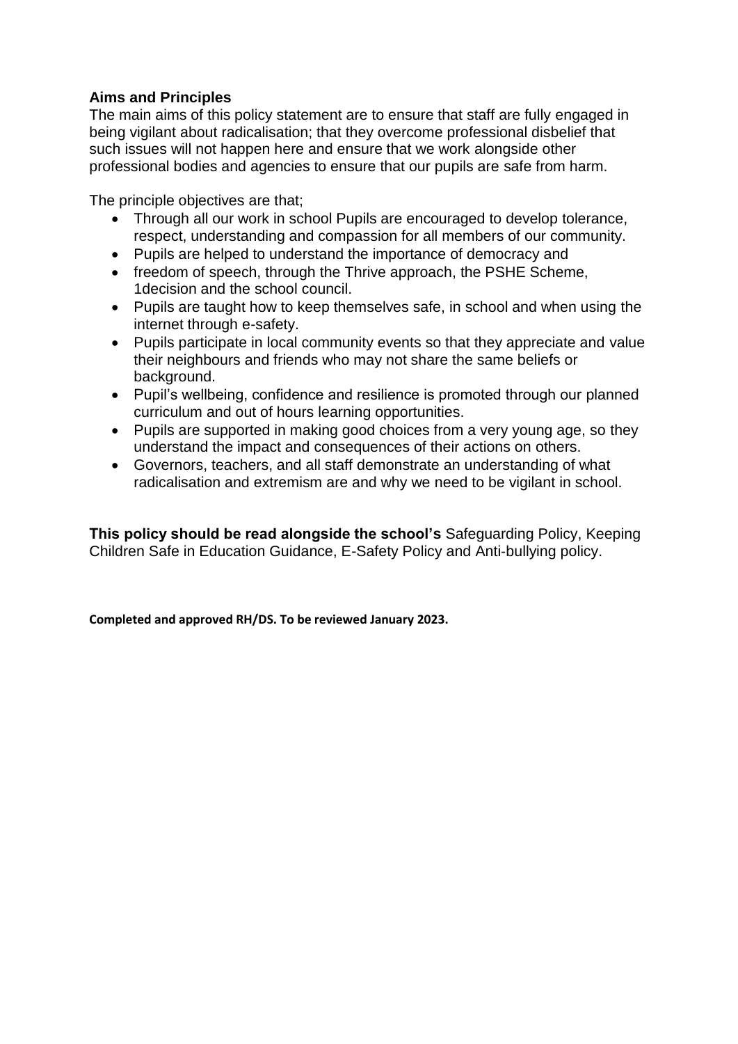### Aims and Principles

The main aims of this policy statement are to ensure that staff are fully engaged in being vigilant about radicalisation; that they overcome professional disbelief that such issues will not happen here and ensure that we work alongside other professional bodies and agencies to ensure that our pupils are safe from harm.

The principle objectives are that;

- Through all our work in school Pupils are encouraged to develop tolerance, respect, understanding and compassion for all members of our community.
- Pupils are helped to understand the importance of democracy and
- freedom of speech, through the Thrive approach, the PSHE Scheme, 1decision and the school council.
- Pupils are taught how to keep themselves safe, in school and when using the internet through e-safety.
- Pupils participate in local community events so that they appreciate and value their neighbours and friends who may not share the same beliefs or background.
- Pupil's wellbeing, confidence and resilience is promoted through our planned curriculum and out of hours learning opportunities.
- Pupils are supported in making good choices from a very young age, so they understand the impact and consequences of their actions on others.
- Governors, teachers, and all staff demonstrate an understanding of what radicalisation and extremism are and why we need to be vigilant in school.

**This policy should be read alongside the school's** Safeguarding Policy, Keeping Children Safe in Education Guidance, E-Safety Policy and Anti-bullying policy.

**Completed and approved RH/DS. To be reviewed January 2023.**